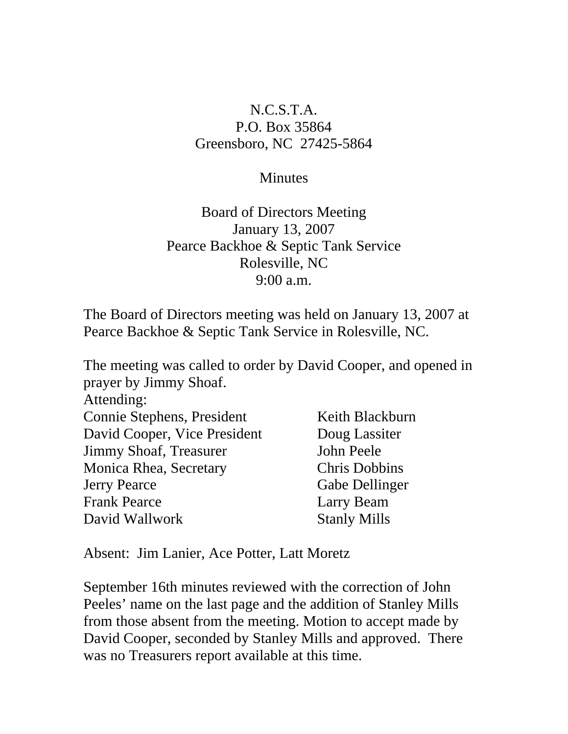N.C.S.T.A.
P.O. Box 35864
Greensboro, NC 27425-5864

Minutes

Board of Directors Meeting
January 13, 2007
Pearce Backhoe & Septic Tank Service
Rolesville, NC
9:00 a.m.

The Board of Directors meeting was held on January 13, 2007 at Pearce Backhoe & Septic Tank Service in Rolesville, NC.

The meeting was called to order by David Cooper, and opened in prayer by Jimmy Shoaf.

Attending:

| | |
|---|---|
| Connie Stephens, President | Keith Blackburn |
| David Cooper, Vice President | Doug Lassiter |
| Jimmy Shoaf, Treasurer | John Peele |
| Monica Rhea, Secretary | Chris Dobbins |
| Jerry Pearce | Gabe Dellinger |
| Frank Pearce | Larry Beam |
| David Wallwork | Stanly Mills |

Absent: Jim Lanier, Ace Potter, Latt Moretz

September 16th minutes reviewed with the correction of John Peeles' name on the last page and the addition of Stanley Mills from those absent from the meeting. Motion to accept made by David Cooper, seconded by Stanley Mills and approved. There was no Treasurers report available at this time.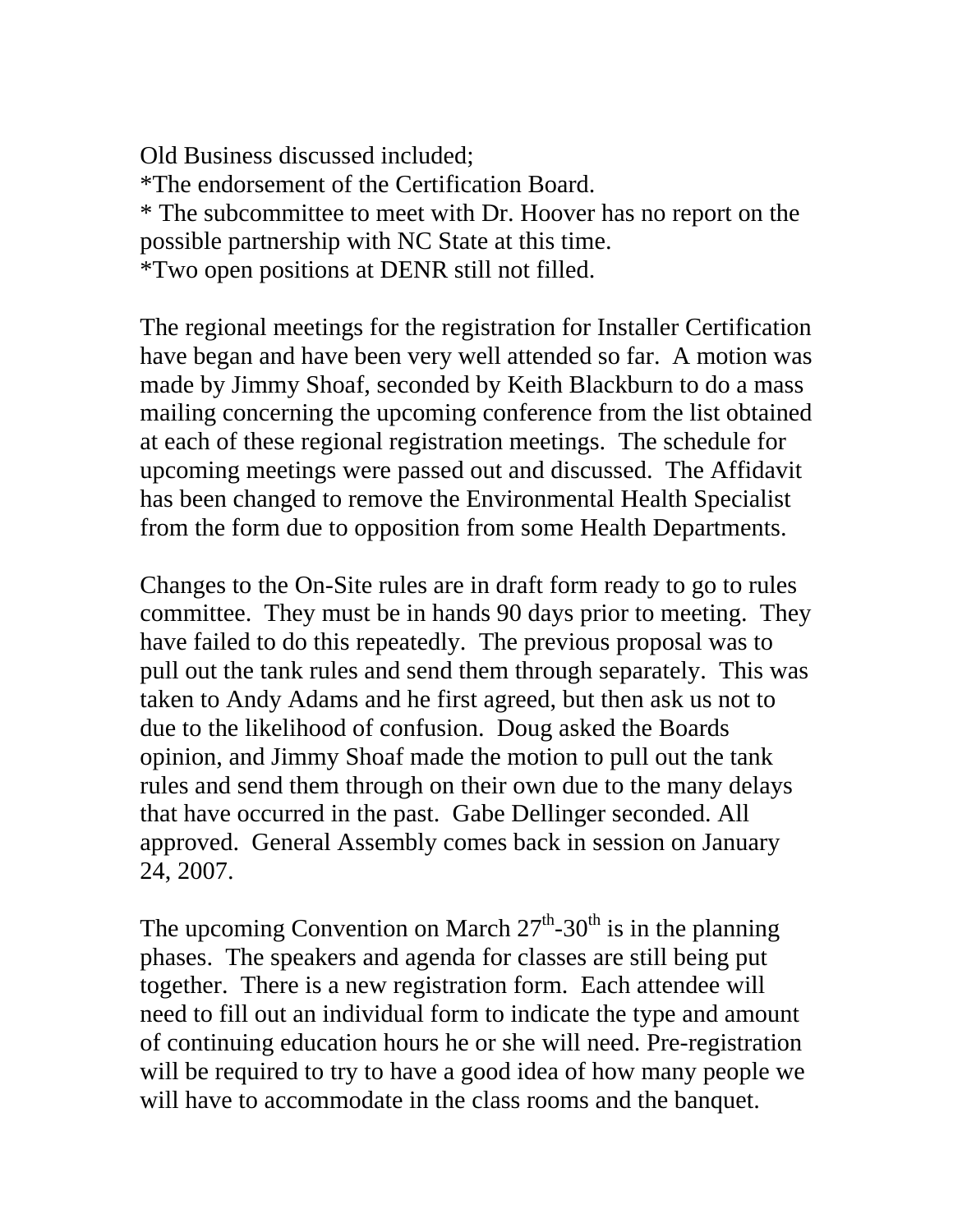Old Business discussed included;
*The endorsement of the Certification Board.
* The subcommittee to meet with Dr. Hoover has no report on the possible partnership with NC State at this time.
*Two open positions at DENR still not filled.

The regional meetings for the registration for Installer Certification have began and have been very well attended so far. A motion was made by Jimmy Shoaf, seconded by Keith Blackburn to do a mass mailing concerning the upcoming conference from the list obtained at each of these regional registration meetings. The schedule for upcoming meetings were passed out and discussed. The Affidavit has been changed to remove the Environmental Health Specialist from the form due to opposition from some Health Departments.

Changes to the On-Site rules are in draft form ready to go to rules committee. They must be in hands 90 days prior to meeting. They have failed to do this repeatedly. The previous proposal was to pull out the tank rules and send them through separately. This was taken to Andy Adams and he first agreed, but then ask us not to due to the likelihood of confusion. Doug asked the Boards opinion, and Jimmy Shoaf made the motion to pull out the tank rules and send them through on their own due to the many delays that have occurred in the past. Gabe Dellinger seconded. All approved. General Assembly comes back in session on January 24, 2007.

The upcoming Convention on March 27th-30th is in the planning phases. The speakers and agenda for classes are still being put together. There is a new registration form. Each attendee will need to fill out an individual form to indicate the type and amount of continuing education hours he or she will need. Pre-registration will be required to try to have a good idea of how many people we will have to accommodate in the class rooms and the banquet.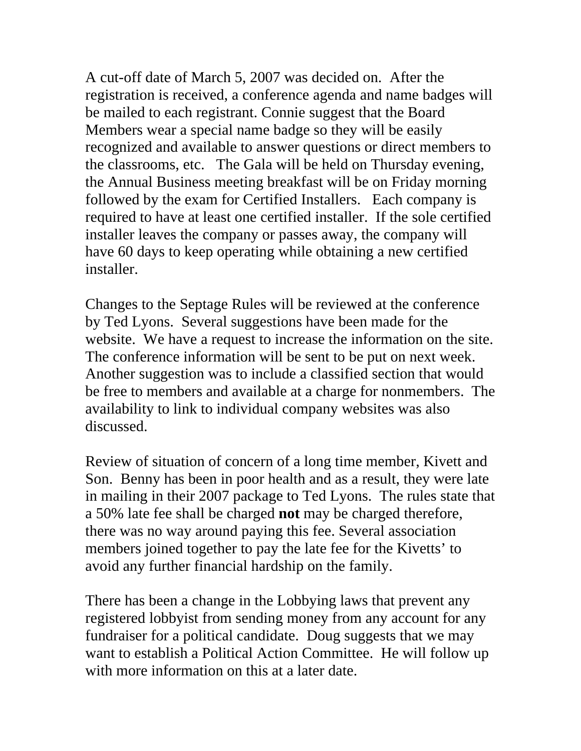A cut-off date of March 5, 2007 was decided on. After the registration is received, a conference agenda and name badges will be mailed to each registrant. Connie suggest that the Board Members wear a special name badge so they will be easily recognized and available to answer questions or direct members to the classrooms, etc. The Gala will be held on Thursday evening, the Annual Business meeting breakfast will be on Friday morning followed by the exam for Certified Installers. Each company is required to have at least one certified installer. If the sole certified installer leaves the company or passes away, the company will have 60 days to keep operating while obtaining a new certified installer.

Changes to the Septage Rules will be reviewed at the conference by Ted Lyons. Several suggestions have been made for the website. We have a request to increase the information on the site. The conference information will be sent to be put on next week. Another suggestion was to include a classified section that would be free to members and available at a charge for nonmembers. The availability to link to individual company websites was also discussed.

Review of situation of concern of a long time member, Kivett and Son. Benny has been in poor health and as a result, they were late in mailing in their 2007 package to Ted Lyons. The rules state that a 50% late fee shall be charged **not** may be charged therefore, there was no way around paying this fee. Several association members joined together to pay the late fee for the Kivetts' to avoid any further financial hardship on the family.

There has been a change in the Lobbying laws that prevent any registered lobbyist from sending money from any account for any fundraiser for a political candidate. Doug suggests that we may want to establish a Political Action Committee. He will follow up with more information on this at a later date.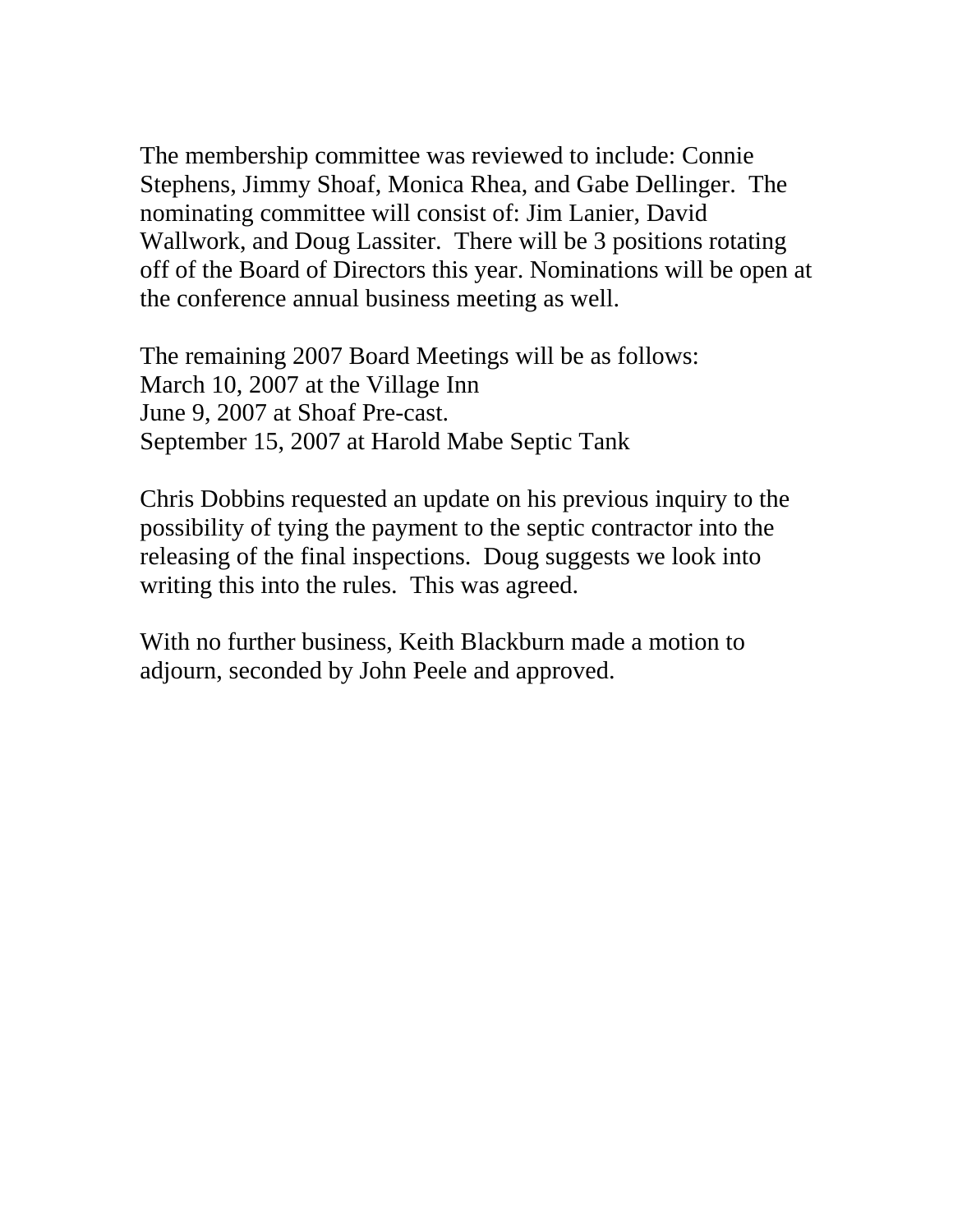The membership committee was reviewed to include: Connie Stephens, Jimmy Shoaf, Monica Rhea, and Gabe Dellinger. The nominating committee will consist of: Jim Lanier, David Wallwork, and Doug Lassiter. There will be 3 positions rotating off of the Board of Directors this year. Nominations will be open at the conference annual business meeting as well.

The remaining 2007 Board Meetings will be as follows:
March 10, 2007 at the Village Inn
June 9, 2007 at Shoaf Pre-cast.
September 15, 2007 at Harold Mabe Septic Tank

Chris Dobbins requested an update on his previous inquiry to the possibility of tying the payment to the septic contractor into the releasing of the final inspections. Doug suggests we look into writing this into the rules. This was agreed.

With no further business, Keith Blackburn made a motion to adjourn, seconded by John Peele and approved.